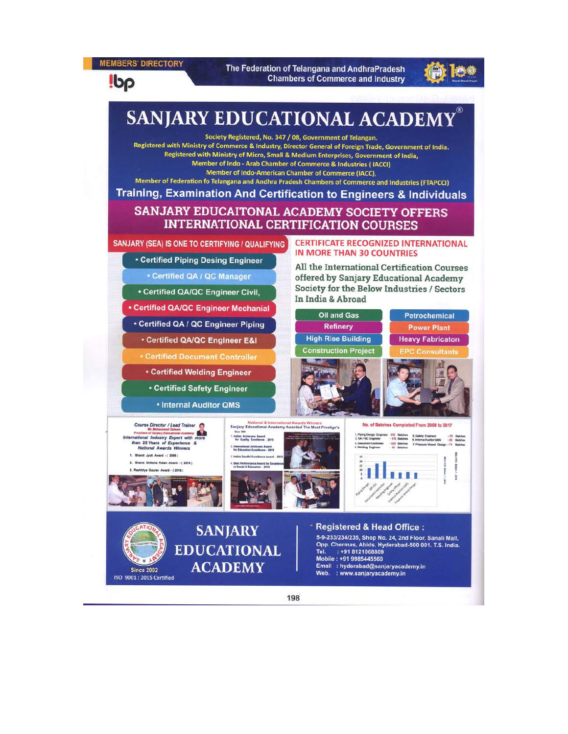# SANJARY EDUCATIONAL ACADEMY®

Society Registered, No. 347 / 08, Government of Telangan.
Registered with Ministry of Commerce & Industry, Director General of Foreign Trade, Government of India.
Registered with Ministry of Micro, Small & Medium Enterprises, Government of India,
Member of Indo - Arab Chamber of Commerce & Industries ( IACCI)
Member of Indo-American Chamber of Commerce (IACC),
Member of Federation fo Telangana and Andhra Pradesh Chambers of Commerce and Industries (FTAPCCI)

## Training, Examination And Certification to Engineers & Individuals

## SANJARY EDUCAITONAL ACADEMY SOCIETY OFFERS INTERNATIONAL CERTIFICATION COURSES

### SANJARY (SEA) IS ONE TO CERTIFYING / QUALIFYING

- Certified Piping Desing Engineer
- Certified QA / QC Manager
- Certified QA/QC Engineer Civil,
- Certified QA/QC Engineer Mechanial
- Certified QA / QC Engineer Piping
- Certified QA/QC Engineer E&I
- Certified Document Controller
- Certified Welding Engineer
- Certified Safety Engineer
- Internal Auditor QMS

### CERTIFICATE RECOGNIZED INTERNATIONAL IN MORE THAN 30 COUNTRIES

All the International Certification Courses offered by Sanjary Educational Academy Society for the Below Industries / Sectors In India & Abroad

- Oil and Gas
- Petrochemical
- Refinery
- Power Plant
- High Rise Building
- Heavy Fabricaton
- Construction Project
- EPC Consultants

Course Director / Lead Trainer
Mr. Mohammed Saleem
President of Sanjary Educational Academy
International Industry Expert with more than 25 Years of Experience & National Awards Winners

1. Bharat Jyoti Award - ( 2006 )
2. Bharat Shiksha Ratan Award - ( 2015 )
3. Rashtriya Gaurav Award - ( 2016 )

National & International Awards Winners
Sanjary Educational Academy Awarded The Most Prestige's

1. Indian Achievers Award for Quality Excellence - 2016
2. International Achievers Award for Education Excellence - 2016
3. Indira Gandhi Excellence Award - 2015
4. Best Performance Award for Excellence in Social & Education - 2016

No. of Batches Completed From 2009 to 2017

1. Piping Design Engineer - 112 Batches
2. QA / QC Engineer - 172 Batches
3. Document Controller - 222 Batches
4. Welding Engineer - 61 Batches
5. Safety Engineer - 72 Batches
6. Internal Auditor QMS - 52 Batches
7. Pressure Vessel Design - 71 Batches

**SANJARY EDUCATIONAL ACADEMY**
Since 2002
ISO 9001 : 2015 Certified

**Registered & Head Office :**
5-9-233/234/235, Shop No. 24, 2nd Floor, Sanali Mall, Opp. Chermas, Abids, Hyderabad-500 001. T.S. India.
Tel. : +91 8121068809
Mobile : +91 9985445560
Email : hyderabad@sanjaryacademy.in
Web. : www.sanjaryacademy.in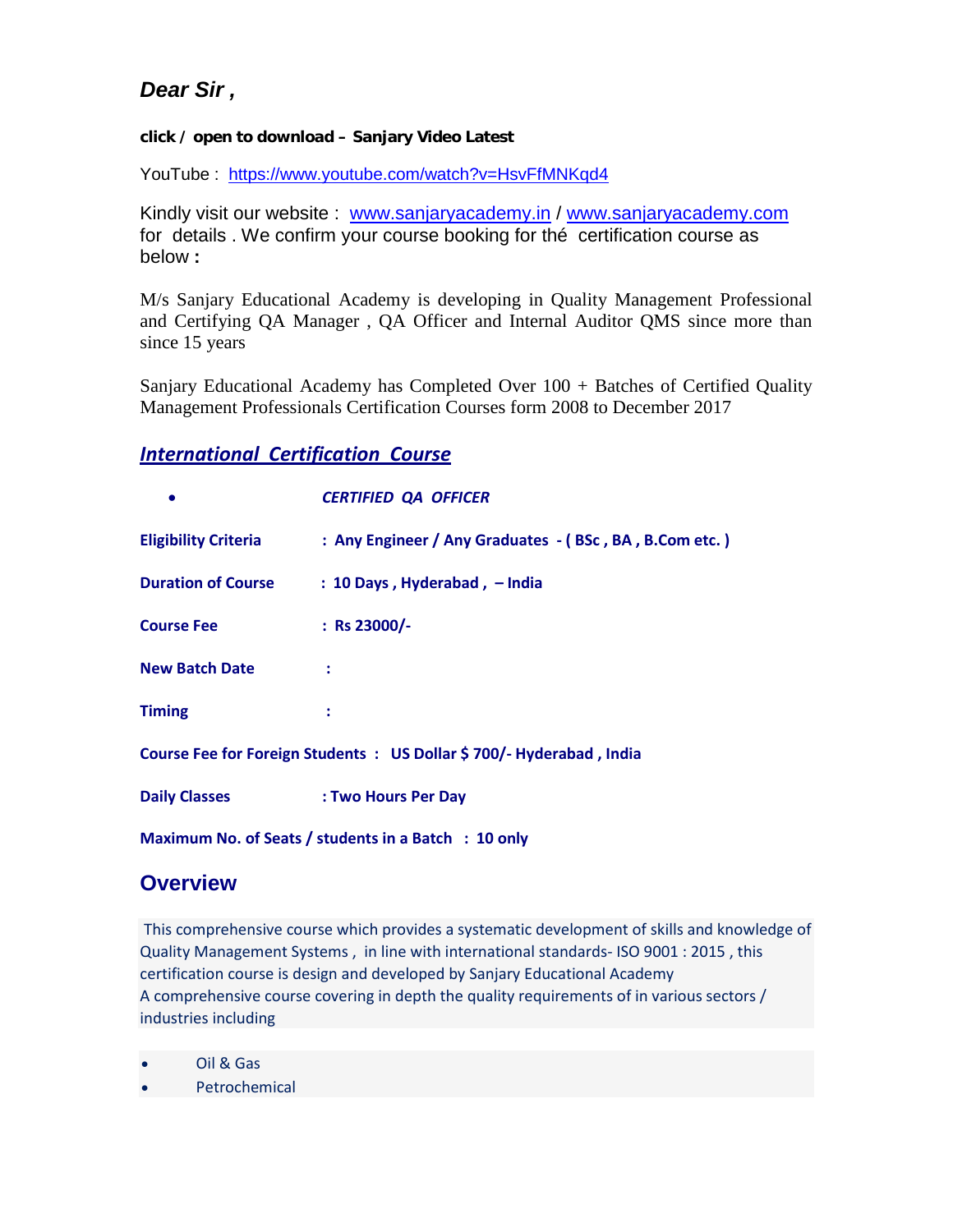*Dear Sir ,*

**click / open to download – Sanjary Video Latest**

YouTube : https://www.youtube.com/watch?v=HsvFfMNKqd4

Kindly visit our website : www.sanjaryacademy.in / www.sanjaryacademy.com for details . We confirm your course booking for thé certification course as below **:**

M/s Sanjary Educational Academy is developing in Quality Management Professional and Certifying QA Manager , QA Officer and Internal Auditor QMS since more than since 15 years

Sanjary Educational Academy has Completed Over 100 + Batches of Certified Quality Management Professionals Certification Courses form 2008 to December 2017

## ***International Certification Course***

- ***CERTIFIED QA OFFICER***

**Eligibility Criteria : Any Engineer / Any Graduates - ( BSc , BA , B.Com etc. )**

**Duration of Course : 10 Days , Hyderabad , – India**

**Course Fee : Rs 23000/-**

**New Batch Date :**

**Timing :**

**Course Fee for Foreign Students : US Dollar $ 700/- Hyderabad , India**

**Daily Classes : Two Hours Per Day**

**Maximum No. of Seats / students in a Batch : 10 only**

## Overview

This comprehensive course which provides a systematic development of skills and knowledge of Quality Management Systems , in line with international standards- ISO 9001 : 2015 , this certification course is design and developed by Sanjary Educational Academy
A comprehensive course covering in depth the quality requirements of in various sectors / industries including

- Oil & Gas
- Petrochemical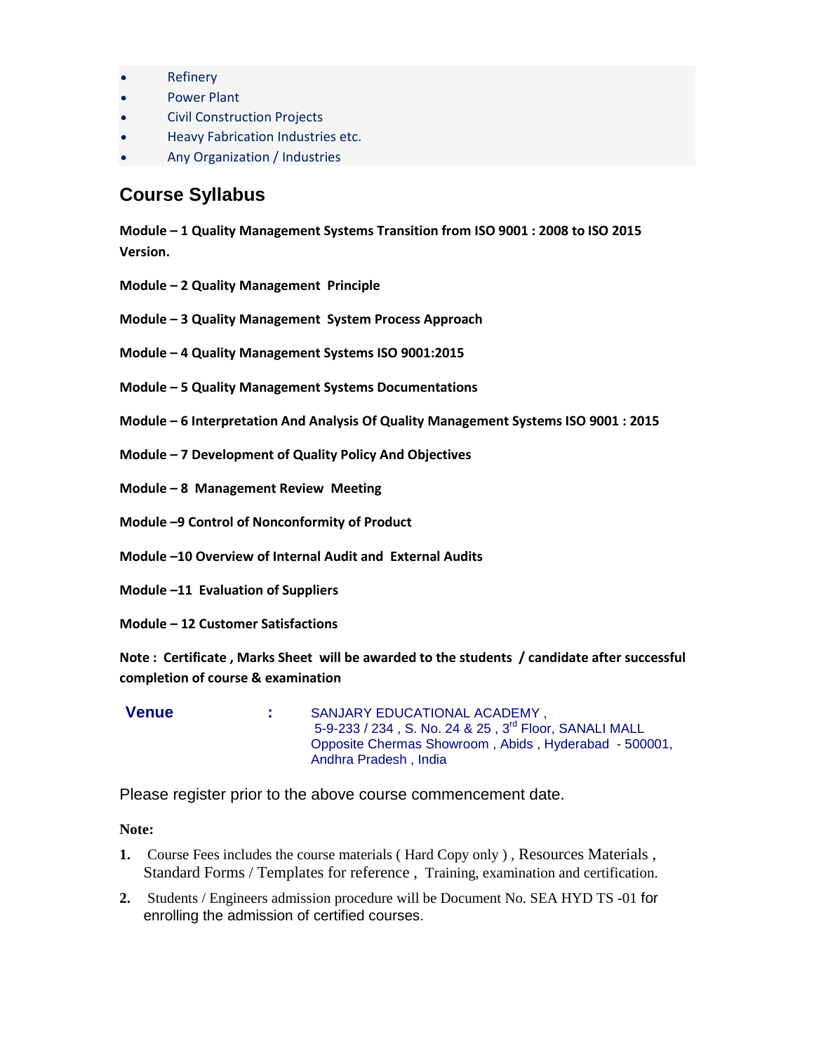- Refinery
- Power Plant
- Civil Construction Projects
- Heavy Fabrication Industries etc.
- Any Organization / Industries

## Course Syllabus

**Module – 1 Quality Management Systems Transition from ISO 9001 : 2008 to ISO 2015 Version.**

**Module – 2 Quality Management Principle**

**Module – 3 Quality Management System Process Approach**

**Module – 4 Quality Management Systems ISO 9001:2015**

**Module – 5 Quality Management Systems Documentations**

**Module – 6 Interpretation And Analysis Of Quality Management Systems ISO 9001 : 2015**

**Module – 7 Development of Quality Policy And Objectives**

**Module – 8 Management Review Meeting**

**Module –9 Control of Nonconformity of Product**

**Module –10 Overview of Internal Audit and External Audits**

**Module –11 Evaluation of Suppliers**

**Module – 12 Customer Satisfactions**

**Note : Certificate , Marks Sheet will be awarded to the students / candidate after successful completion of course & examination**

**Venue** : SANJARY EDUCATIONAL ACADEMY , 5-9-233 / 234 , S. No. 24 & 25 , 3rd Floor, SANALI MALL Opposite Chermas Showroom , Abids , Hyderabad - 500001, Andhra Pradesh , India

Please register prior to the above course commencement date.

**Note:**

1. Course Fees includes the course materials ( Hard Copy only ) , Resources Materials , Standard Forms / Templates for reference , Training, examination and certification.
2. Students / Engineers admission procedure will be Document No. SEA HYD TS -01 for enrolling the admission of certified courses.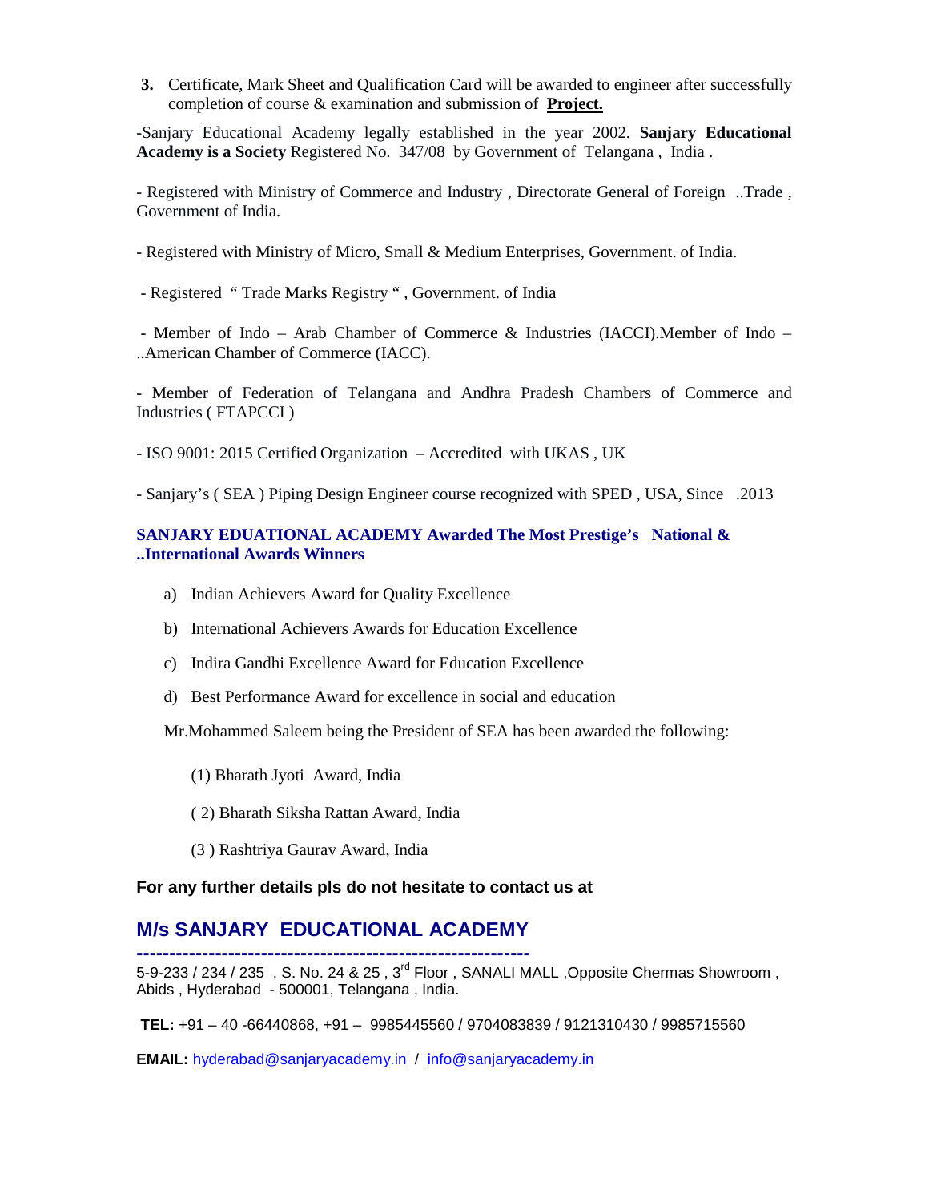3. Certificate, Mark Sheet and Qualification Card will be awarded to engineer after successfully completion of course & examination and submission of **Project.**

-Sanjary Educational Academy legally established in the year 2002. **Sanjary Educational Academy is a Society** Registered No. 347/08 by Government of Telangana , India .

- Registered with Ministry of Commerce and Industry , Directorate General of Foreign ..Trade , Government of India.

- Registered with Ministry of Micro, Small & Medium Enterprises, Government. of India.

- Registered " Trade Marks Registry " , Government. of India

- Member of Indo – Arab Chamber of Commerce & Industries (IACCI).Member of Indo – ..American Chamber of Commerce (IACC).

- Member of Federation of Telangana and Andhra Pradesh Chambers of Commerce and Industries ( FTAPCCI )

- ISO 9001: 2015 Certified Organization – Accredited with UKAS , UK

- Sanjary's ( SEA ) Piping Design Engineer course recognized with SPED , USA, Since .2013

**SANJARY EDUATIONAL ACADEMY Awarded The Most Prestige's National & ..International Awards Winners**

a) Indian Achievers Award for Quality Excellence

b) International Achievers Awards for Education Excellence

c) Indira Gandhi Excellence Award for Education Excellence

d) Best Performance Award for excellence in social and education

Mr.Mohammed Saleem being the President of SEA has been awarded the following:

(1) Bharath Jyoti Award, India

( 2) Bharath Siksha Rattan Award, India

(3 ) Rashtriya Gaurav Award, India

**For any further details pls do not hesitate to contact us at**

## M/s SANJARY EDUCATIONAL ACADEMY

5-9-233 / 234 / 235 , S. No. 24 & 25 , 3rd Floor , SANALI MALL ,Opposite Chermas Showroom , Abids , Hyderabad - 500001, Telangana , India.

**TEL:** +91 – 40 -66440868, +91 – 9985445560 / 9704083839 / 9121310430 / 9985715560

**EMAIL:** hyderabad@sanjaryacademy.in / info@sanjaryacademy.in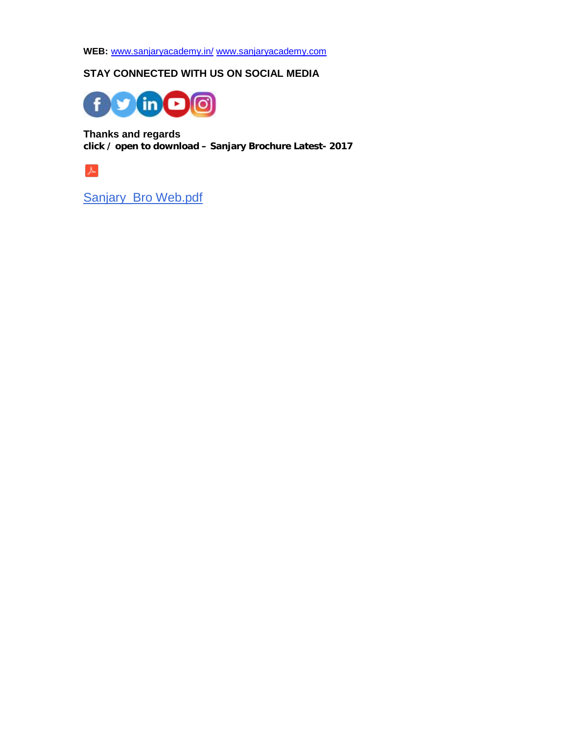**WEB:** [www.sanjaryacademy.in/](www.sanjaryacademy.in/) [www.sanjaryacademy.com](www.sanjaryacademy.com)

**STAY CONNECTED WITH US ON SOCIAL MEDIA**

**Thanks and regards**
**click / open to download – Sanjary Brochure Latest- 2017**

Sanjary Bro Web.pdf